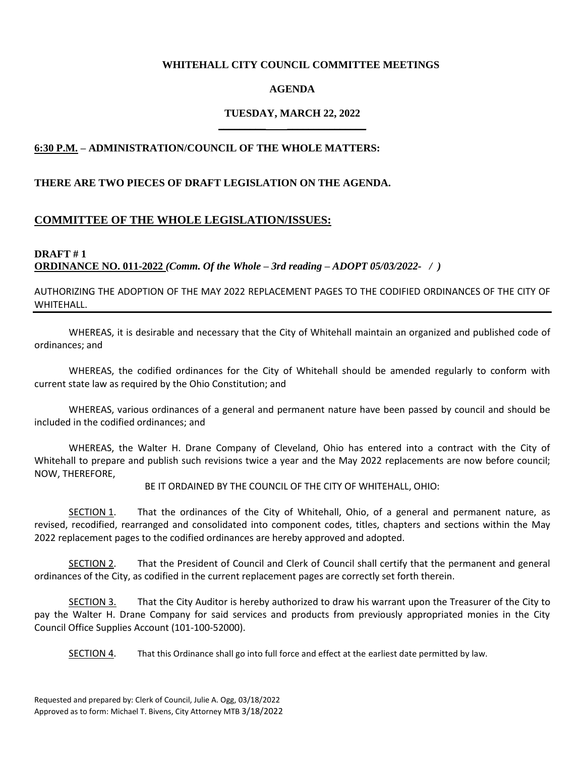**WHITEHALL CITY COUNCIL COMMITTEE MEETINGS**

**AGENDA**

**TUESDAY, MARCH 22, 2022**

**6:30 P.M. – ADMINISTRATION/COUNCIL OF THE WHOLE MATTERS:**

**THERE ARE TWO PIECES OF DRAFT LEGISLATION ON THE AGENDA.**

## COMMITTEE OF THE WHOLE LEGISLATION/ISSUES:

**DRAFT # 1**
**ORDINANCE NO. 011-2022** ***(Comm. Of the Whole – 3rd reading – ADOPT 05/03/2022- / )***

AUTHORIZING THE ADOPTION OF THE MAY 2022 REPLACEMENT PAGES TO THE CODIFIED ORDINANCES OF THE CITY OF WHITEHALL.

WHEREAS, it is desirable and necessary that the City of Whitehall maintain an organized and published code of ordinances; and

WHEREAS, the codified ordinances for the City of Whitehall should be amended regularly to conform with current state law as required by the Ohio Constitution; and

WHEREAS, various ordinances of a general and permanent nature have been passed by council and should be included in the codified ordinances; and

WHEREAS, the Walter H. Drane Company of Cleveland, Ohio has entered into a contract with the City of Whitehall to prepare and publish such revisions twice a year and the May 2022 replacements are now before council; NOW, THEREFORE,

BE IT ORDAINED BY THE COUNCIL OF THE CITY OF WHITEHALL, OHIO:

SECTION 1. That the ordinances of the City of Whitehall, Ohio, of a general and permanent nature, as revised, recodified, rearranged and consolidated into component codes, titles, chapters and sections within the May 2022 replacement pages to the codified ordinances are hereby approved and adopted.

SECTION 2. That the President of Council and Clerk of Council shall certify that the permanent and general ordinances of the City, as codified in the current replacement pages are correctly set forth therein.

SECTION 3. That the City Auditor is hereby authorized to draw his warrant upon the Treasurer of the City to pay the Walter H. Drane Company for said services and products from previously appropriated monies in the City Council Office Supplies Account (101-100-52000).

SECTION 4. That this Ordinance shall go into full force and effect at the earliest date permitted by law.

Requested and prepared by: Clerk of Council, Julie A. Ogg, 03/18/2022
Approved as to form: Michael T. Bivens, City Attorney MTB 3/18/2022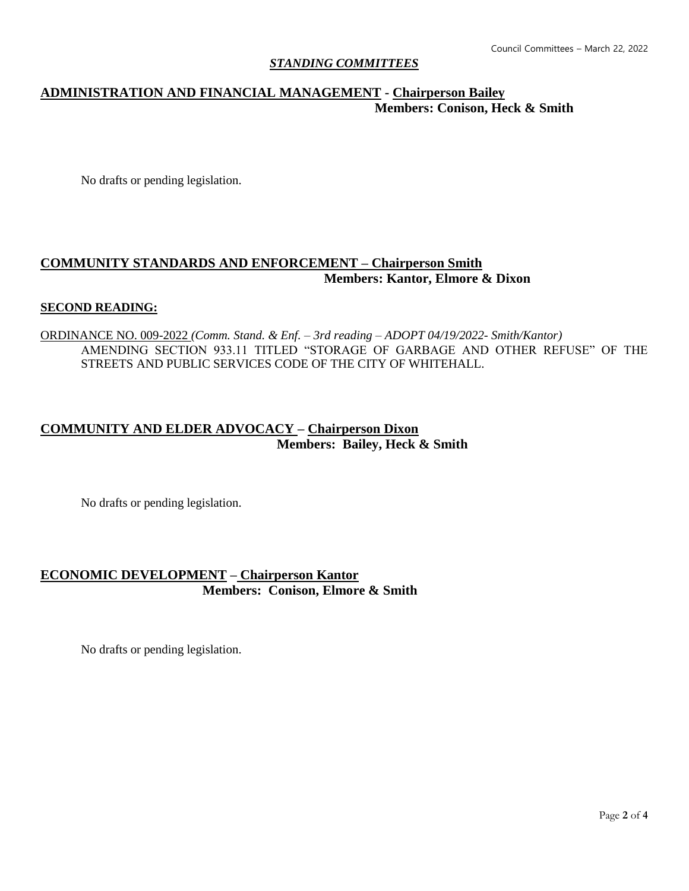## *STANDING COMMITTEES*

## ADMINISTRATION AND FINANCIAL MANAGEMENT - Chairperson Bailey
**Members: Conison, Heck & Smith**

No drafts or pending legislation.

## COMMUNITY STANDARDS AND ENFORCEMENT – Chairperson Smith
**Members: Kantor, Elmore & Dixon**

**SECOND READING:**

ORDINANCE NO. 009-2022 *(Comm. Stand. & Enf. – 3rd reading – ADOPT 04/19/2022- Smith/Kantor)*
AMENDING SECTION 933.11 TITLED "STORAGE OF GARBAGE AND OTHER REFUSE" OF THE STREETS AND PUBLIC SERVICES CODE OF THE CITY OF WHITEHALL.

## COMMUNITY AND ELDER ADVOCACY – Chairperson Dixon
**Members: Bailey, Heck & Smith**

No drafts or pending legislation.

## ECONOMIC DEVELOPMENT – Chairperson Kantor
**Members: Conison, Elmore & Smith**

No drafts or pending legislation.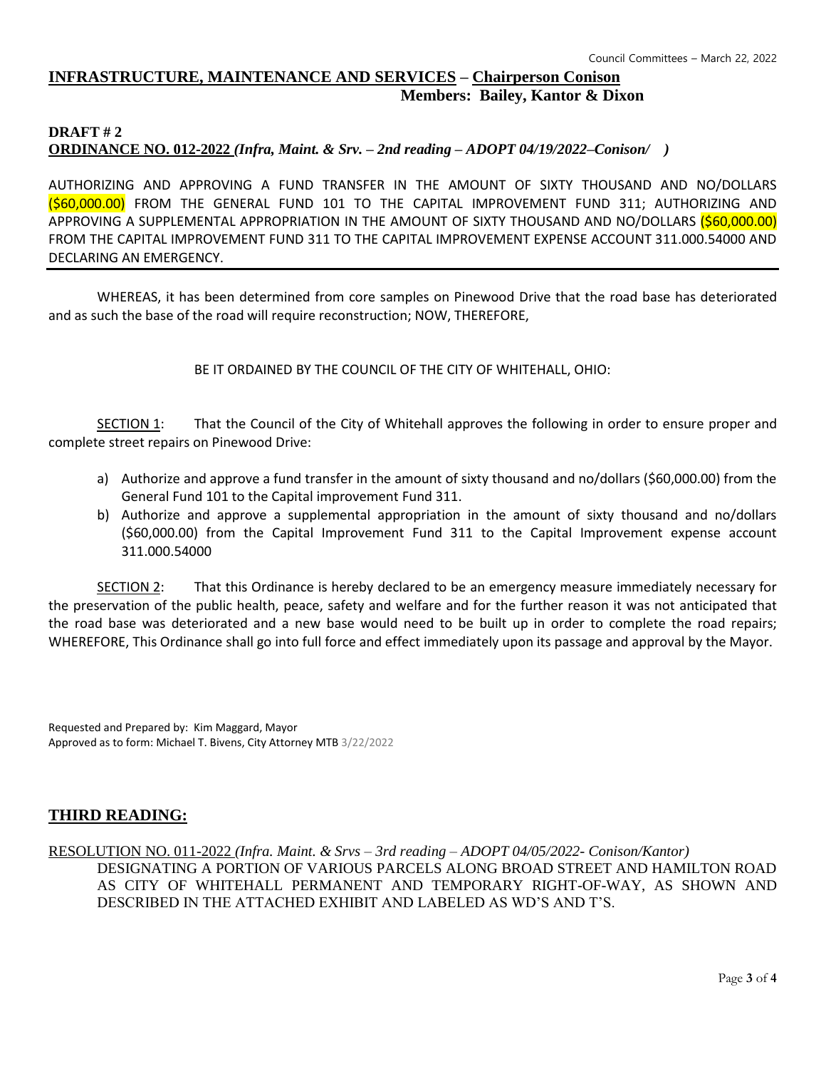## INFRASTRUCTURE, MAINTENANCE AND SERVICES – Chairperson Conison
**Members: Bailey, Kantor & Dixon**

**DRAFT # 2**
**ORDINANCE NO. 012-2022** ***(Infra, Maint. & Srv. – 2nd reading – ADOPT 04/19/2022–Conison/ )***

AUTHORIZING AND APPROVING A FUND TRANSFER IN THE AMOUNT OF SIXTY THOUSAND AND NO/DOLLARS ($60,000.00) FROM THE GENERAL FUND 101 TO THE CAPITAL IMPROVEMENT FUND 311; AUTHORIZING AND APPROVING A SUPPLEMENTAL APPROPRIATION IN THE AMOUNT OF SIXTY THOUSAND AND NO/DOLLARS ($60,000.00) FROM THE CAPITAL IMPROVEMENT FUND 311 TO THE CAPITAL IMPROVEMENT EXPENSE ACCOUNT 311.000.54000 AND DECLARING AN EMERGENCY.

---

WHEREAS, it has been determined from core samples on Pinewood Drive that the road base has deteriorated and as such the base of the road will require reconstruction; NOW, THEREFORE,

BE IT ORDAINED BY THE COUNCIL OF THE CITY OF WHITEHALL, OHIO:

SECTION 1: That the Council of the City of Whitehall approves the following in order to ensure proper and complete street repairs on Pinewood Drive:

a) Authorize and approve a fund transfer in the amount of sixty thousand and no/dollars ($60,000.00) from the General Fund 101 to the Capital improvement Fund 311.
b) Authorize and approve a supplemental appropriation in the amount of sixty thousand and no/dollars ($60,000.00) from the Capital Improvement Fund 311 to the Capital Improvement expense account 311.000.54000

SECTION 2: That this Ordinance is hereby declared to be an emergency measure immediately necessary for the preservation of the public health, peace, safety and welfare and for the further reason it was not anticipated that the road base was deteriorated and a new base would need to be built up in order to complete the road repairs; WHEREFORE, This Ordinance shall go into full force and effect immediately upon its passage and approval by the Mayor.

Requested and Prepared by: Kim Maggard, Mayor
Approved as to form: Michael T. Bivens, City Attorney MTB 3/22/2022

## THIRD READING:

RESOLUTION NO. 011-2022 *(Infra. Maint. & Srvs – 3rd reading – ADOPT 04/05/2022- Conison/Kantor)*
DESIGNATING A PORTION OF VARIOUS PARCELS ALONG BROAD STREET AND HAMILTON ROAD AS CITY OF WHITEHALL PERMANENT AND TEMPORARY RIGHT-OF-WAY, AS SHOWN AND DESCRIBED IN THE ATTACHED EXHIBIT AND LABELED AS WD'S AND T'S.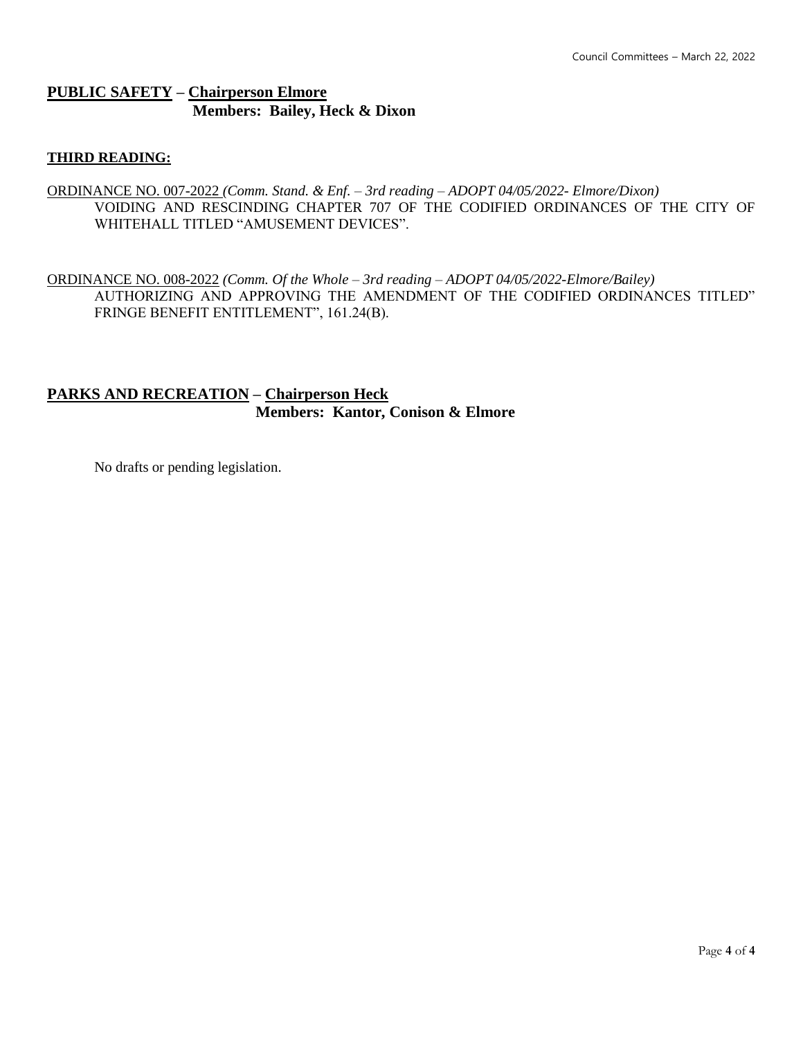**PUBLIC SAFETY – Chairperson Elmore**
**Members: Bailey, Heck & Dixon**

**THIRD READING:**

ORDINANCE NO. 007-2022 *(Comm. Stand. & Enf. – 3rd reading – ADOPT 04/05/2022- Elmore/Dixon)*
VOIDING AND RESCINDING CHAPTER 707 OF THE CODIFIED ORDINANCES OF THE CITY OF WHITEHALL TITLED "AMUSEMENT DEVICES".

ORDINANCE NO. 008-2022 *(Comm. Of the Whole – 3rd reading – ADOPT 04/05/2022-Elmore/Bailey)*
AUTHORIZING AND APPROVING THE AMENDMENT OF THE CODIFIED ORDINANCES TITLED" FRINGE BENEFIT ENTITLEMENT", 161.24(B).

**PARKS AND RECREATION – Chairperson Heck**
**Members: Kantor, Conison & Elmore**

No drafts or pending legislation.